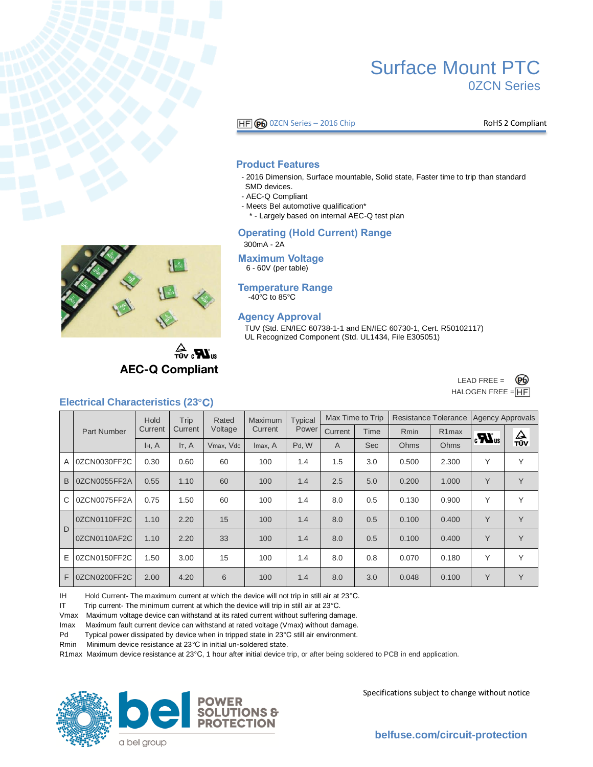# Surface Mount PTC

## 0ZCN Series

HF Pb 0ZCN Series – 2016 Chip

RoHS 2 Compliant

### Product Features

- 2016 Dimension, Surface mountable, Solid state, Faster time to trip than standard SMD devices.
- AEC-Q Compliant
- Meets Bel automotive qualification*
  - * - Largely based on internal AEC-Q test plan

### Operating (Hold Current) Range

300mA - 2A

### Maximum Voltage

6 - 60V (per table)

### Temperature Range

-40°C to 85°C

### Agency Approval

TUV (Std. EN/IEC 60738-1-1 and EN/IEC 60730-1, Cert. R50102117)
UL Recognized Component (Std. UL1434, File E305051)

TÜV cULus

**AEC-Q Compliant**

LEAD FREE = Pb
HALOGEN FREE = HF

### Electrical Characteristics (23°C)

| | Part Number | Hold Current | Trip Current | Rated Voltage | Maximum Current | Typical Power | Max Time to Trip | | Resistance Tolerance | | Agency Approvals | |
|---|---|---|---|---|---|---|---|---|---|---|---|---|
| | | | | | | | Current | Time | Rmin | R1max | cULus | TÜV |
| | | $I_H$, A | $I_T$, A | $V_{max}$, Vdc | $I_{max}$, A | $P_d$, W | A | Sec | Ohms | Ohms | | |
| A | 0ZCN0030FF2C | 0.30 | 0.60 | 60 | 100 | 1.4 | 1.5 | 3.0 | 0.500 | 2.300 | Y | Y |
| B | 0ZCN0055FF2A | 0.55 | 1.10 | 60 | 100 | 1.4 | 2.5 | 5.0 | 0.200 | 1.000 | Y | Y |
| C | 0ZCN0075FF2A | 0.75 | 1.50 | 60 | 100 | 1.4 | 8.0 | 0.5 | 0.130 | 0.900 | Y | Y |
| D | 0ZCN0110FF2C | 1.10 | 2.20 | 15 | 100 | 1.4 | 8.0 | 0.5 | 0.100 | 0.400 | Y | Y |
| D | 0ZCN0110AF2C | 1.10 | 2.20 | 33 | 100 | 1.4 | 8.0 | 0.5 | 0.100 | 0.400 | Y | Y |
| E | 0ZCN0150FF2C | 1.50 | 3.00 | 15 | 100 | 1.4 | 8.0 | 0.8 | 0.070 | 0.180 | Y | Y |
| F | 0ZCN0200FF2C | 2.00 | 4.20 | 6 | 100 | 1.4 | 8.0 | 3.0 | 0.048 | 0.100 | Y | Y |

IH Hold Current- The maximum current at which the device will not trip in still air at 23°C.
IT Trip current- The minimum current at which the device will trip in still air at 23°C.
Vmax Maximum voltage device can withstand at its rated current without suffering damage.
Imax Maximum fault current device can withstand at rated voltage (Vmax) without damage.
Pd Typical power dissipated by device when in tripped state in 23°C still air environment.
Rmin Minimum device resistance at 23°C in initial un-soldered state.
R1max Maximum device resistance at 23°C, 1 hour after initial device trip, or after being soldered to PCB in end application.

bel POWER SOLUTIONS & PROTECTION
a bel group

Specifications subject to change without notice

belfuse.com/circuit-protection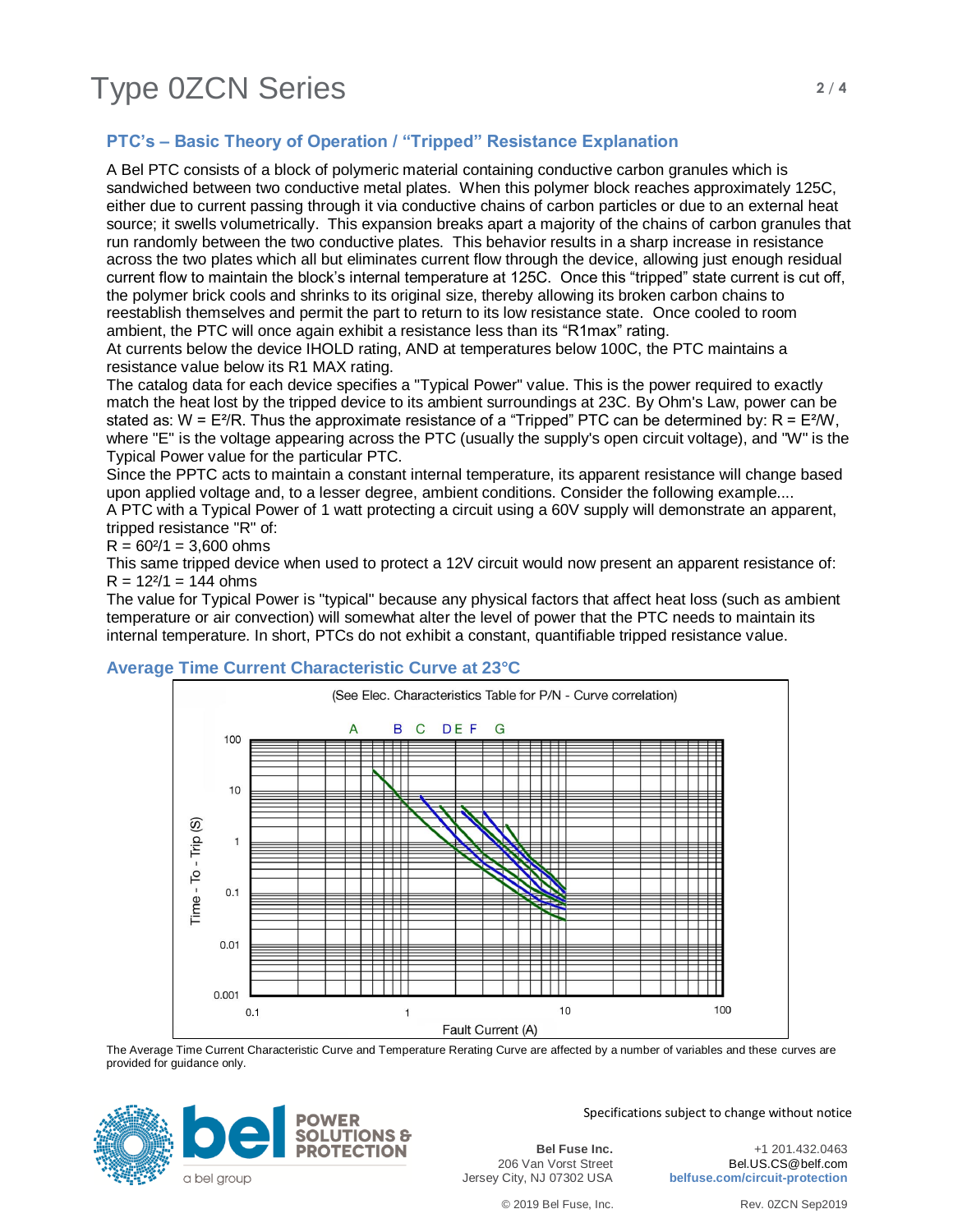## PTC's – Basic Theory of Operation / "Tripped" Resistance Explanation

A Bel PTC consists of a block of polymeric material containing conductive carbon granules which is sandwiched between two conductive metal plates. When this polymer block reaches approximately 125C, either due to current passing through it via conductive chains of carbon particles or due to an external heat source; it swells volumetrically. This expansion breaks apart a majority of the chains of carbon granules that run randomly between the two conductive plates. This behavior results in a sharp increase in resistance across the two plates which all but eliminates current flow through the device, allowing just enough residual current flow to maintain the block's internal temperature at 125C. Once this "tripped" state current is cut off, the polymer brick cools and shrinks to its original size, thereby allowing its broken carbon chains to reestablish themselves and permit the part to return to its low resistance state. Once cooled to room ambient, the PTC will once again exhibit a resistance less than its "R1max" rating.

At currents below the device IHOLD rating, AND at temperatures below 100C, the PTC maintains a resistance value below its R1 MAX rating.

The catalog data for each device specifies a "Typical Power" value. This is the power required to exactly match the heat lost by the tripped device to its ambient surroundings at 23C. By Ohm's Law, power can be stated as: $W = E^2/R$. Thus the approximate resistance of a "Tripped" PTC can be determined by: $R = E^2/W$, where "E" is the voltage appearing across the PTC (usually the supply's open circuit voltage), and "W" is the Typical Power value for the particular PTC.

Since the PPTC acts to maintain a constant internal temperature, its apparent resistance will change based upon applied voltage and, to a lesser degree, ambient conditions. Consider the following example....

A PTC with a Typical Power of 1 watt protecting a circuit using a 60V supply will demonstrate an apparent, tripped resistance "R" of:

$R = 60^2/1 = 3{,}600$ ohms

This same tripped device when used to protect a 12V circuit would now present an apparent resistance of:

$R = 12^2/1 = 144$ ohms

The value for Typical Power is "typical" because any physical factors that affect heat loss (such as ambient temperature or air convection) will somewhat alter the level of power that the PTC needs to maintain its internal temperature. In short, PTCs do not exhibit a constant, quantifiable tripped resistance value.

## Average Time Current Characteristic Curve at 23°C

(See Elec. Characteristics Table for P/N - Curve correlation)

Curves: A, B, C, D, E, F, G

Y-axis: Time - To - Trip (S) (0.001 – 100)
X-axis: Fault Current (A) (0.1 – 100)

The Average Time Current Characteristic Curve and Temperature Rerating Curve are affected by a number of variables and these curves are provided for guidance only.

Specifications subject to change without notice

**Bel Fuse Inc.**
206 Van Vorst Street
Jersey City, NJ 07302 USA

+1 201.432.0463
Bel.US.CS@belf.com
**belfuse.com/circuit-protection**

© 2019 Bel Fuse, Inc.

Rev. 0ZCN Sep2019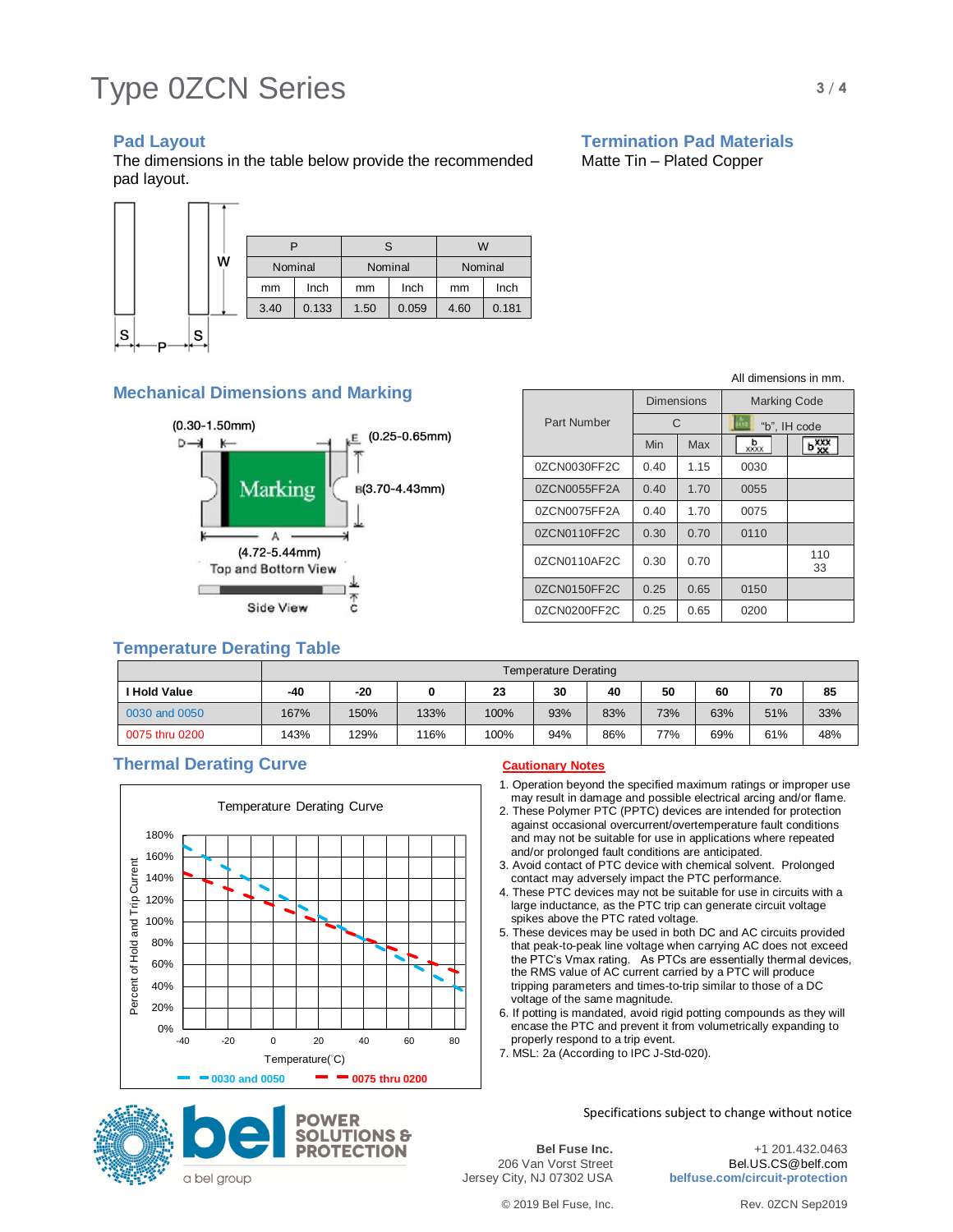# Type 0ZCN Series

## Pad Layout

The dimensions in the table below provide the recommended pad layout.

| P | | S | | W | |
|---|---|---|---|---|---|
| Nominal | | Nominal | | Nominal | |
| mm | Inch | mm | Inch | mm | Inch |
| 3.40 | 0.133 | 1.50 | 0.059 | 4.60 | 0.181 |

## Termination Pad Materials

Matte Tin – Plated Copper

## Mechanical Dimensions and Marking

(0.30-1.50mm) D, E (0.25-0.65mm), B (3.70-4.43mm), A (4.72-5.44mm)

Top and Bottom View

Side View

All dimensions in mm.

| Part Number | Dimensions | | Marking Code | |
|---|---|---|---|---|
| | C | | "b", IH code | |
| | Min | Max | b XXXX | b XXX XX |
| 0ZCN0030FF2C | 0.40 | 1.15 | 0030 | |
| 0ZCN0055FF2A | 0.40 | 1.70 | 0055 | |
| 0ZCN0075FF2A | 0.40 | 1.70 | 0075 | |
| 0ZCN0110FF2C | 0.30 | 0.70 | 0110 | |
| 0ZCN0110AF2C | 0.30 | 0.70 | | 110 33 |
| 0ZCN0150FF2C | 0.25 | 0.65 | 0150 | |
| 0ZCN0200FF2C | 0.25 | 0.65 | 0200 | |

## Temperature Derating Table

| | Temperature Derating | | | | | | | | | |
|---|---|---|---|---|---|---|---|---|---|---|
| **I Hold Value** | **-40** | **-20** | **0** | **23** | **30** | **40** | **50** | **60** | **70** | **85** |
| 0030 and 0050 | 167% | 150% | 133% | 100% | 93% | 83% | 73% | 63% | 51% | 33% |
| 0075 thru 0200 | 143% | 129% | 116% | 100% | 94% | 86% | 77% | 69% | 61% | 48% |

## Thermal Derating Curve

Temperature Derating Curve

Percent of Hold and Trip Current (0% – 180%) vs. Temperature(°C) (-40 – 80)

— 0030 and 0050 — 0075 thru 0200

## Cautionary Notes

1. Operation beyond the specified maximum ratings or improper use may result in damage and possible electrical arcing and/or flame.
2. These Polymer PTC (PPTC) devices are intended for protection against occasional overcurrent/overtemperature fault conditions and may not be suitable for use in applications where repeated and/or prolonged fault conditions are anticipated.
3. Avoid contact of PTC device with chemical solvent. Prolonged contact may adversely impact the PTC performance.
4. These PTC devices may not be suitable for use in circuits with a large inductance, as the PTC trip can generate circuit voltage spikes above the PTC rated voltage.
5. These devices may be used in both DC and AC circuits provided that peak-to-peak line voltage when carrying AC does not exceed the PTC's Vmax rating. As PTCs are essentially thermal devices, the RMS value of AC current carried by a PTC will produce tripping parameters and times-to-trip similar to those of a DC voltage of the same magnitude.
6. If potting is mandated, avoid rigid potting compounds as they will encase the PTC and prevent it from volumetrically expanding to properly respond to a trip event.
7. MSL: 2a (According to IPC J-Std-020).

Specifications subject to change without notice

bel POWER SOLUTIONS & PROTECTION
a bel group

**Bel Fuse Inc.**
206 Van Vorst Street
Jersey City, NJ 07302 USA

+1 201.432.0463
Bel.US.CS@belf.com
**belfuse.com/circuit-protection**

© 2019 Bel Fuse, Inc.

Rev. 0ZCN Sep2019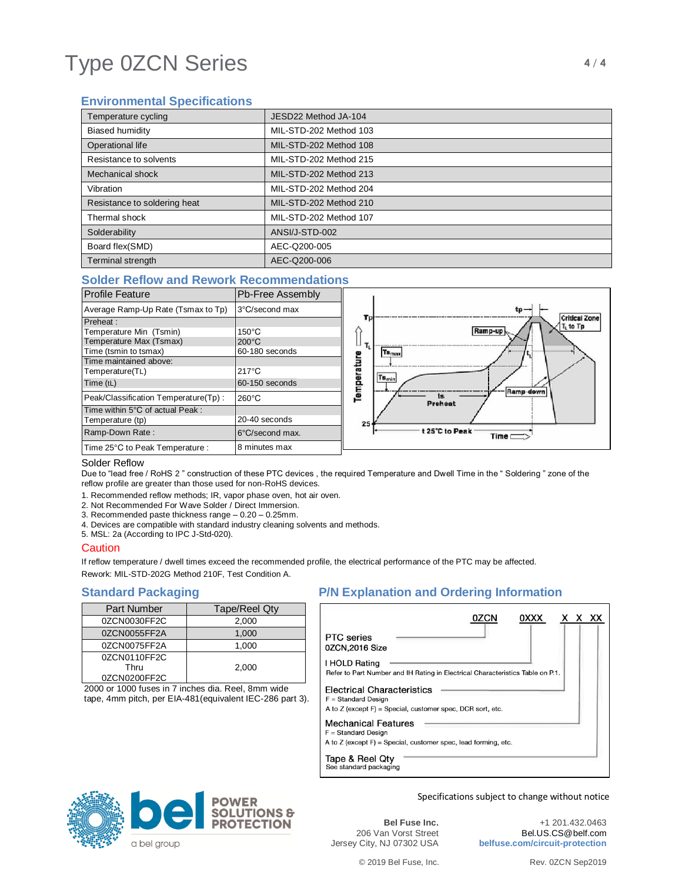# Type 0ZCN Series

## Environmental Specifications

| | |
|---|---|
| Temperature cycling | JESD22 Method JA-104 |
| Biased humidity | MIL-STD-202 Method 103 |
| Operational life | MIL-STD-202 Method 108 |
| Resistance to solvents | MIL-STD-202 Method 215 |
| Mechanical shock | MIL-STD-202 Method 213 |
| Vibration | MIL-STD-202 Method 204 |
| Resistance to soldering heat | MIL-STD-202 Method 210 |
| Thermal shock | MIL-STD-202 Method 107 |
| Solderability | ANSI/J-STD-002 |
| Board flex(SMD) | AEC-Q200-005 |
| Terminal strength | AEC-Q200-006 |

## Solder Reflow and Rework Recommendations

| Profile Feature | Pb-Free Assembly |
|---|---|
| Average Ramp-Up Rate (Tsmax to Tp) | 3°C/second max |
| Preheat : | |
| Temperature Min (Tsmin) | 150°C |
| Temperature Max (Tsmax) | 200°C |
| Time (tsmin to tsmax) | 60-180 seconds |
| Time maintained above: | |
| Temperature(TL) | 217°C |
| Time (tL) | 60-150 seconds |
| Peak/Classification Temperature(Tp) : | 260°C |
| Time within 5°C of actual Peak : | |
| Temperature (tp) | 20-40 seconds |
| Ramp-Down Rate : | 6°C/second max. |
| Time 25°C to Peak Temperature : | 8 minutes max |

Tp
tp
Critical Zone
TL to Tp
Ramp-up
TL
Tsmax
tL
Tsmin
Temperature
Ramp-down
ts
Preheat
25
t 25°C to Peak
Time

### Solder Reflow

Due to "lead free / RoHS 2 " construction of these PTC devices , the required Temperature and Dwell Time in the " Soldering " zone of the reflow profile are greater than those used for non-RoHS devices.

1. Recommended reflow methods; IR, vapor phase oven, hot air oven.
2. Not Recommended For Wave Solder / Direct Immersion.
3. Recommended paste thickness range – 0.20 – 0.25mm.
4. Devices are compatible with standard industry cleaning solvents and methods.
5. MSL: 2a (According to IPC J-Std-020).

### Caution

If reflow temperature / dwell times exceed the recommended profile, the electrical performance of the PTC may be affected.

Rework: MIL-STD-202G Method 210F, Test Condition A.

## Standard Packaging

| Part Number | Tape/Reel Qty |
|---|---|
| 0ZCN0030FF2C | 2,000 |
| 0ZCN0055FF2A | 1,000 |
| 0ZCN0075FF2A | 1,000 |
| 0ZCN0110FF2C Thru 0ZCN0200FF2C | 2,000 |

2000 or 1000 fuses in 7 inches dia. Reel, 8mm wide tape, 4mm pitch, per EIA-481(equivalent IEC-286 part 3).

## P/N Explanation and Ordering Information

0ZCN 0XXX X X XX

**PTC series**
0ZCN,2016 Size

**I HOLD Rating**
Refer to Part Number and IH Rating in Electrical Characteristics Table on P.1.

**Electrical Characteristics**
F = Standard Design
A to Z (except F) = Special, customer spec, DCR sort, etc.

**Mechanical Features**
F = Standard Design
A to Z (except F) = Special, customer spec, lead forming, etc.

**Tape & Reel Qty**
See standard packaging

Specifications subject to change without notice

bel POWER SOLUTIONS & PROTECTION
a bel group

**Bel Fuse Inc.**
206 Van Vorst Street
Jersey City, NJ 07302 USA

+1 201.432.0463
Bel.US.CS@belf.com
**belfuse.com/circuit-protection**

© 2019 Bel Fuse, Inc.

Rev. 0ZCN Sep2019